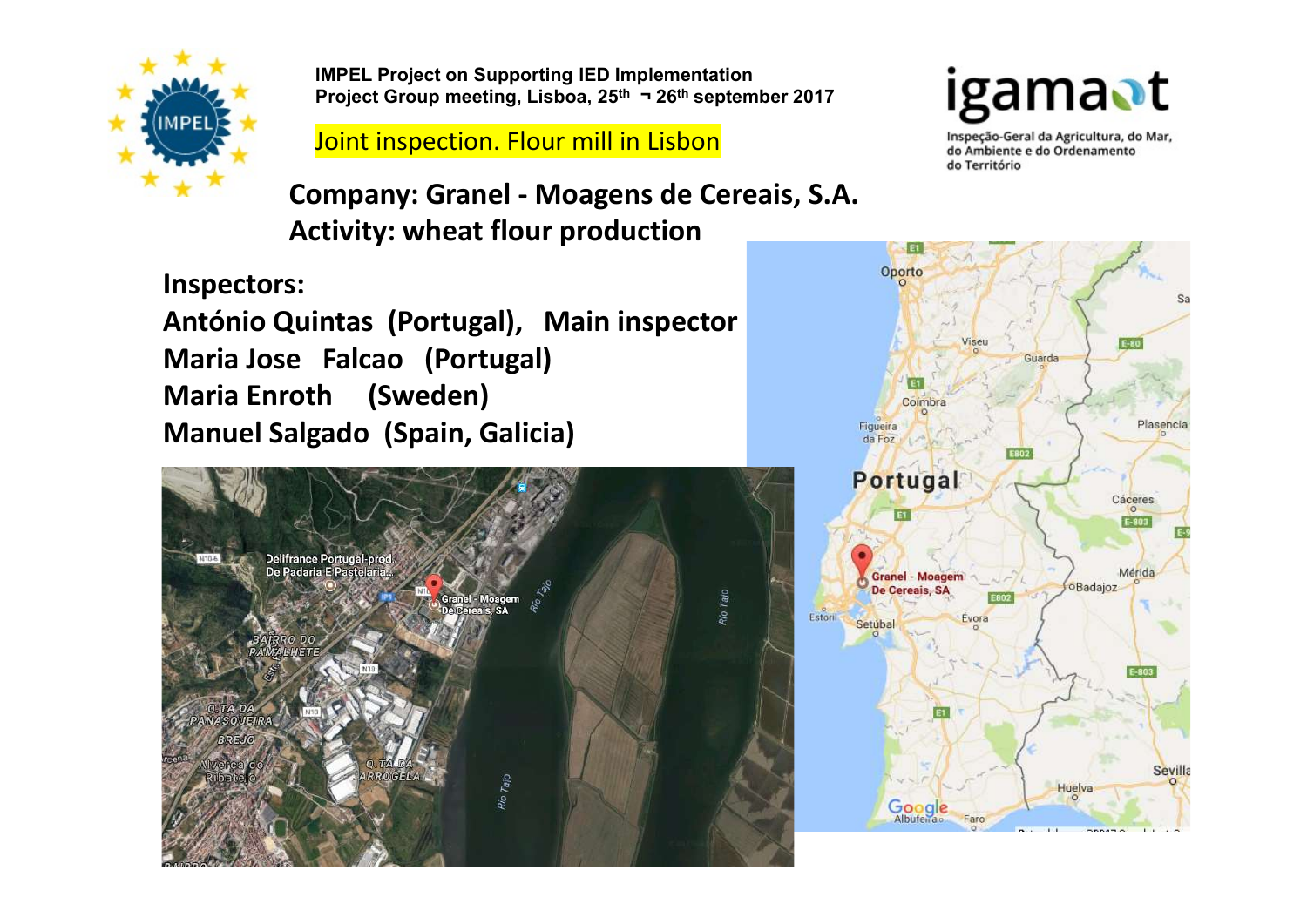IMPEL Project on Supporting IED Implementation
Project Group meeting, Lisboa, 25th ¬ 26th september 2017

Joint inspection. Flour mill in Lisbon

igamaot
Inspeção-Geral da Agricultura, do Mar, do Ambiente e do Ordenamento do Território

## Company: Granel - Moagens de Cereais, S.A.
## Activity: wheat flour production

**Inspectors:**

**António Quintas (Portugal), Main inspector**
**Maria Jose Falcao (Portugal)**
**Maria Enroth (Sweden)**
**Manuel Salgado (Spain, Galicia)**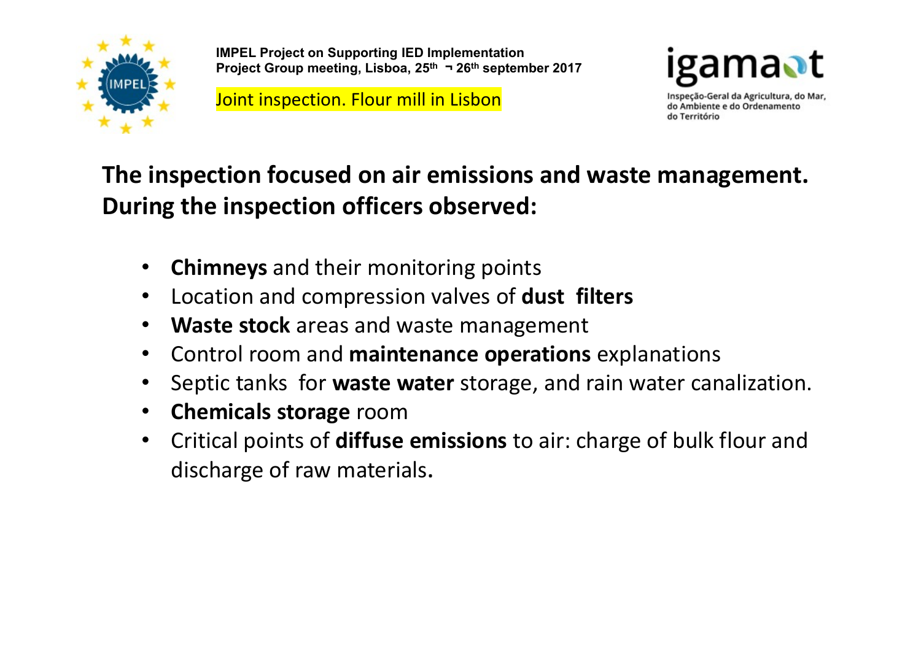Joint inspection. Flour mill in Lisbon

## The inspection focused on air emissions and waste management. During the inspection officers observed:

- **Chimneys** and their monitoring points
- Location and compression valves of **dust filters**
- **Waste stock** areas and waste management
- Control room and **maintenance operations** explanations
- Septic tanks for **waste water** storage, and rain water canalization.
- **Chemicals storage** room
- Critical points of **diffuse emissions** to air: charge of bulk flour and discharge of raw materials.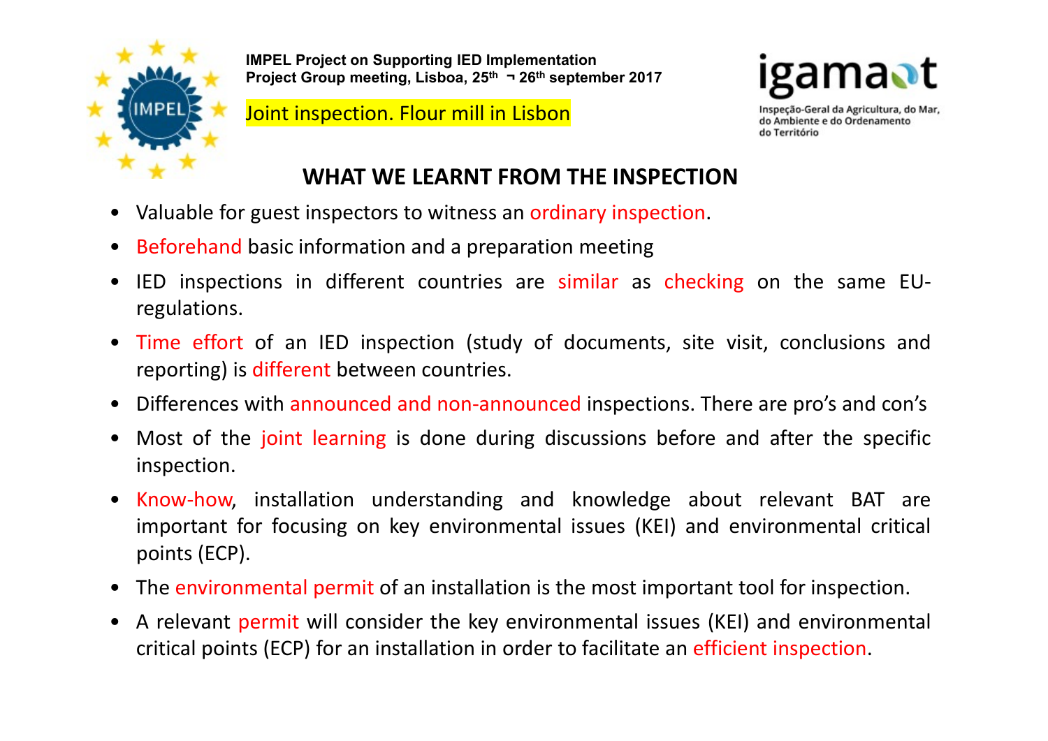IMPEL Project on Supporting IED Implementation
Project Group meeting, Lisboa, 25th ¬ 26th september 2017

Joint inspection. Flour mill in Lisbon

igamaot
Inspeção-Geral da Agricultura, do Mar, do Ambiente e do Ordenamento do Território

## WHAT WE LEARNT FROM THE INSPECTION

- Valuable for guest inspectors to witness an ordinary inspection.
- Beforehand basic information and a preparation meeting
- IED inspections in different countries are similar as checking on the same EU-regulations.
- Time effort of an IED inspection (study of documents, site visit, conclusions and reporting) is different between countries.
- Differences with announced and non-announced inspections. There are pro's and con's
- Most of the joint learning is done during discussions before and after the specific inspection.
- Know-how, installation understanding and knowledge about relevant BAT are important for focusing on key environmental issues (KEI) and environmental critical points (ECP).
- The environmental permit of an installation is the most important tool for inspection.
- A relevant permit will consider the key environmental issues (KEI) and environmental critical points (ECP) for an installation in order to facilitate an efficient inspection.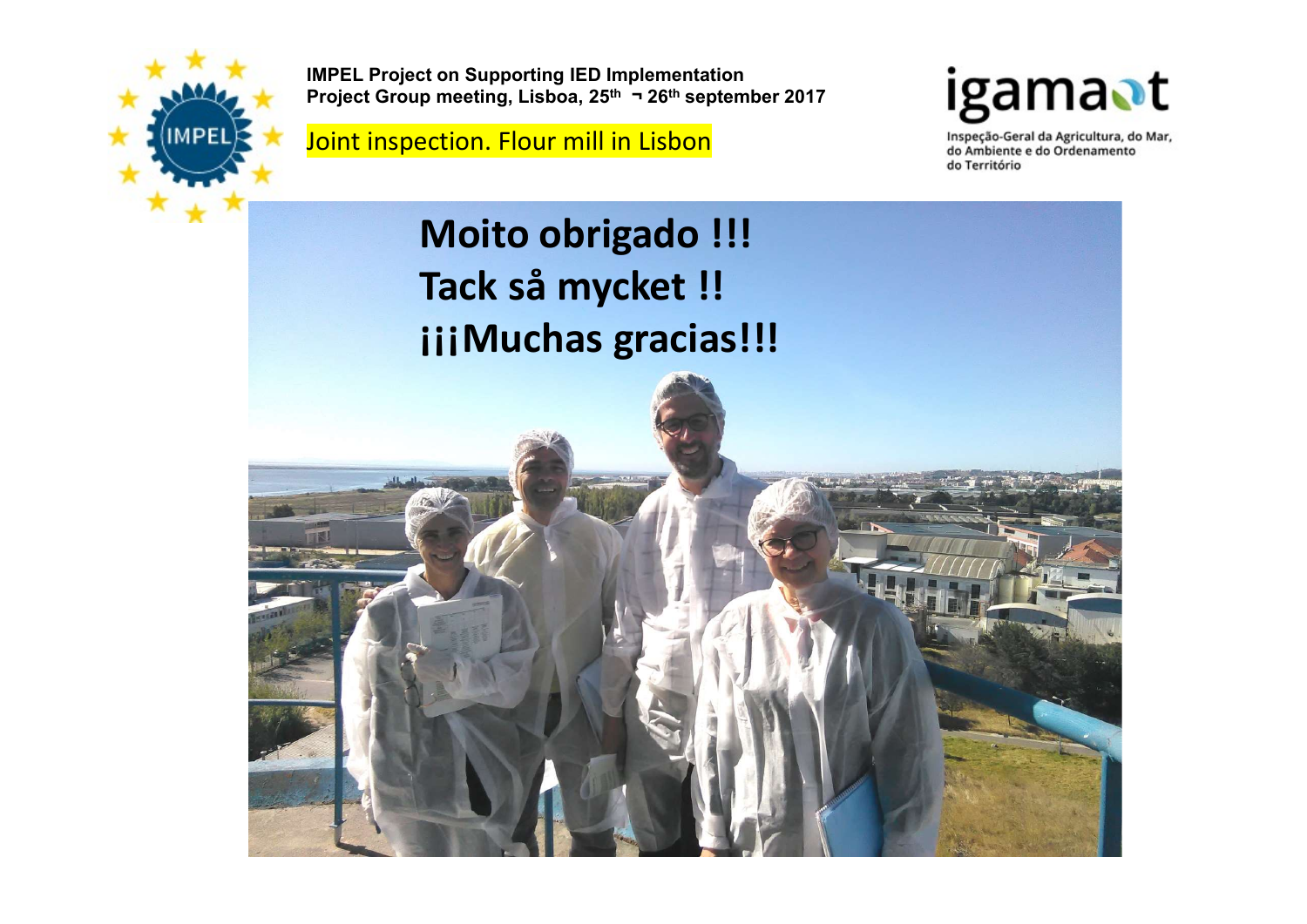**IMPEL Project on Supporting IED Implementation**
**Project Group meeting, Lisboa, 25th ¬ 26th september 2017**

Joint inspection. Flour mill in Lisbon

igamaot

Inspeção-Geral da Agricultura, do Mar, do Ambiente e do Ordenamento do Território

# Moito obrigado !!!
# Tack så mycket !!
# ¡¡¡Muchas gracias!!!